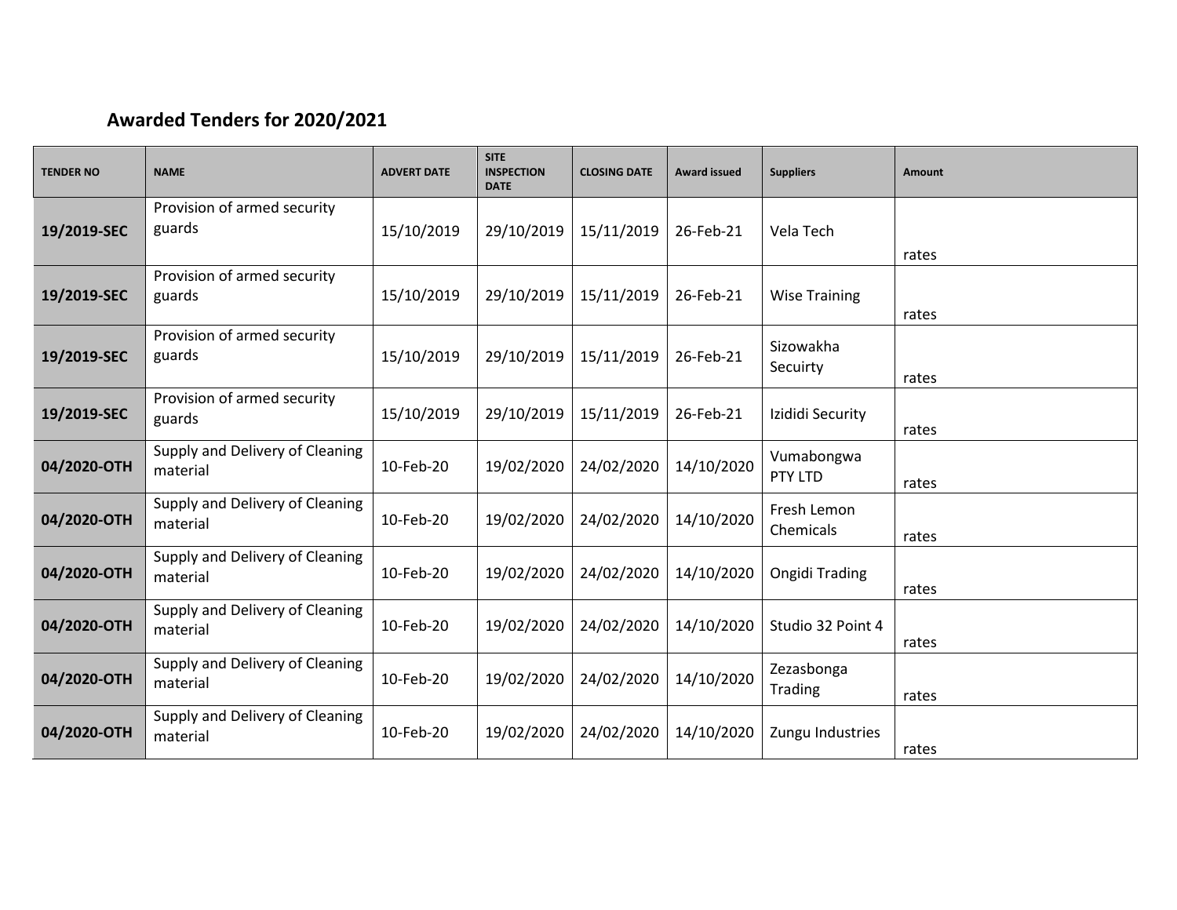## Awarded Tenders for 2020/2021

| TENDER NO | NAME | ADVERT DATE | SITE INSPECTION DATE | CLOSING DATE | Award issued | Suppliers | Amount |
|---|---|---|---|---|---|---|---|
| **19/2019-SEC** | Provision of armed security guards | 15/10/2019 | 29/10/2019 | 15/11/2019 | 26-Feb-21 | Vela Tech | rates |
| **19/2019-SEC** | Provision of armed security guards | 15/10/2019 | 29/10/2019 | 15/11/2019 | 26-Feb-21 | Wise Training | rates |
| **19/2019-SEC** | Provision of armed security guards | 15/10/2019 | 29/10/2019 | 15/11/2019 | 26-Feb-21 | Sizowakha Secuirty | rates |
| **19/2019-SEC** | Provision of armed security guards | 15/10/2019 | 29/10/2019 | 15/11/2019 | 26-Feb-21 | Izididi Security | rates |
| **04/2020-OTH** | Supply and Delivery of Cleaning material | 10-Feb-20 | 19/02/2020 | 24/02/2020 | 14/10/2020 | Vumabongwa PTY LTD | rates |
| **04/2020-OTH** | Supply and Delivery of Cleaning material | 10-Feb-20 | 19/02/2020 | 24/02/2020 | 14/10/2020 | Fresh Lemon Chemicals | rates |
| **04/2020-OTH** | Supply and Delivery of Cleaning material | 10-Feb-20 | 19/02/2020 | 24/02/2020 | 14/10/2020 | Ongidi Trading | rates |
| **04/2020-OTH** | Supply and Delivery of Cleaning material | 10-Feb-20 | 19/02/2020 | 24/02/2020 | 14/10/2020 | Studio 32 Point 4 | rates |
| **04/2020-OTH** | Supply and Delivery of Cleaning material | 10-Feb-20 | 19/02/2020 | 24/02/2020 | 14/10/2020 | Zezasbonga Trading | rates |
| **04/2020-OTH** | Supply and Delivery of Cleaning material | 10-Feb-20 | 19/02/2020 | 24/02/2020 | 14/10/2020 | Zungu Industries | rates |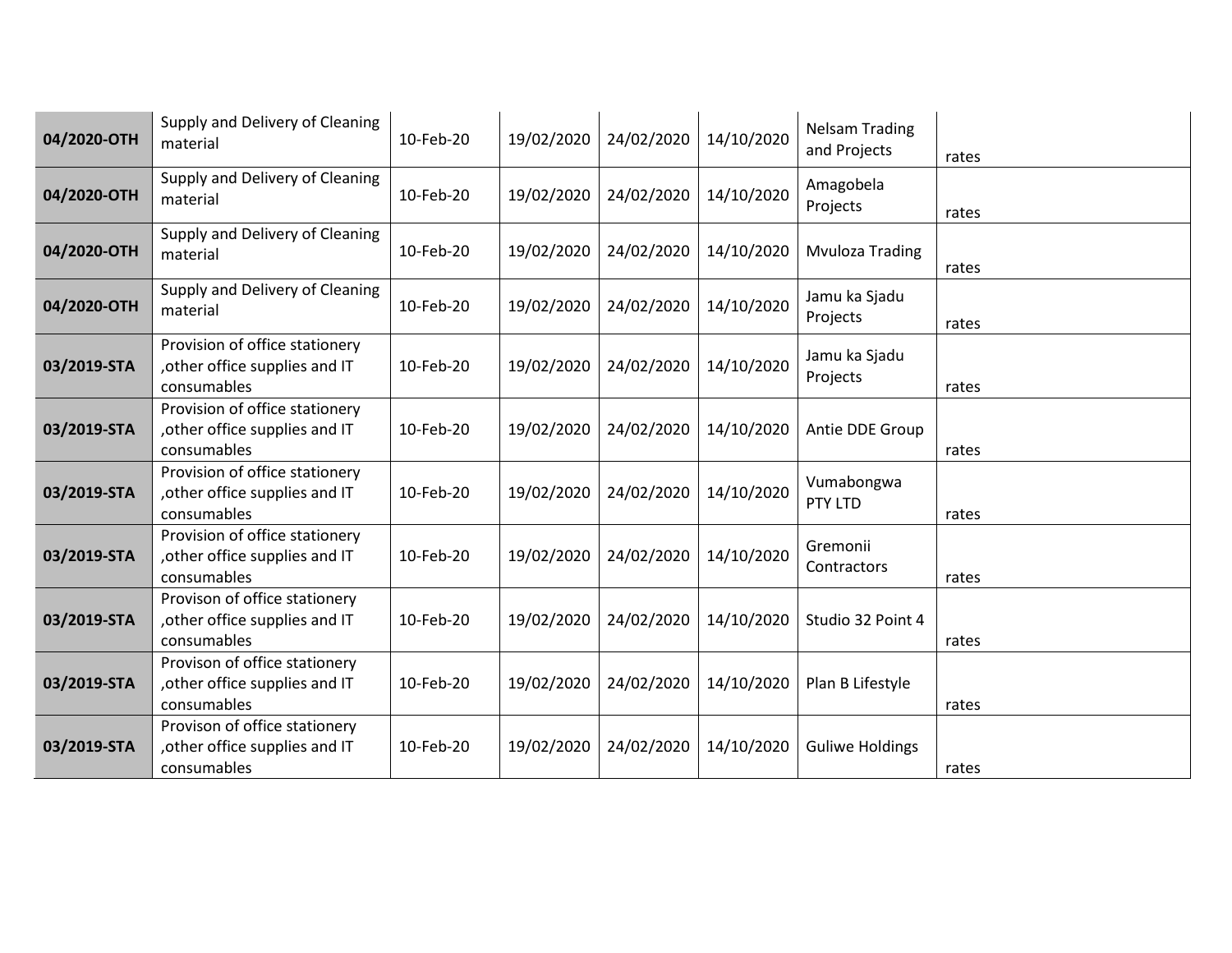| | | | | | | | |
|---|---|---|---|---|---|---|---|
| **04/2020-OTH** | Supply and Delivery of Cleaning material | 10-Feb-20 | 19/02/2020 | 24/02/2020 | 14/10/2020 | Nelsam Trading and Projects | rates |
| **04/2020-OTH** | Supply and Delivery of Cleaning material | 10-Feb-20 | 19/02/2020 | 24/02/2020 | 14/10/2020 | Amagobela Projects | rates |
| **04/2020-OTH** | Supply and Delivery of Cleaning material | 10-Feb-20 | 19/02/2020 | 24/02/2020 | 14/10/2020 | Mvuloza Trading | rates |
| **04/2020-OTH** | Supply and Delivery of Cleaning material | 10-Feb-20 | 19/02/2020 | 24/02/2020 | 14/10/2020 | Jamu ka Sjadu Projects | rates |
| **03/2019-STA** | Provision of office stationery ,other office supplies and IT consumables | 10-Feb-20 | 19/02/2020 | 24/02/2020 | 14/10/2020 | Jamu ka Sjadu Projects | rates |
| **03/2019-STA** | Provision of office stationery ,other office supplies and IT consumables | 10-Feb-20 | 19/02/2020 | 24/02/2020 | 14/10/2020 | Antie DDE Group | rates |
| **03/2019-STA** | Provision of office stationery ,other office supplies and IT consumables | 10-Feb-20 | 19/02/2020 | 24/02/2020 | 14/10/2020 | Vumabongwa PTY LTD | rates |
| **03/2019-STA** | Provision of office stationery ,other office supplies and IT consumables | 10-Feb-20 | 19/02/2020 | 24/02/2020 | 14/10/2020 | Gremonii Contractors | rates |
| **03/2019-STA** | Provison of office stationery ,other office supplies and IT consumables | 10-Feb-20 | 19/02/2020 | 24/02/2020 | 14/10/2020 | Studio 32 Point 4 | rates |
| **03/2019-STA** | Provison of office stationery ,other office supplies and IT consumables | 10-Feb-20 | 19/02/2020 | 24/02/2020 | 14/10/2020 | Plan B Lifestyle | rates |
| **03/2019-STA** | Provison of office stationery ,other office supplies and IT consumables | 10-Feb-20 | 19/02/2020 | 24/02/2020 | 14/10/2020 | Guliwe Holdings | rates |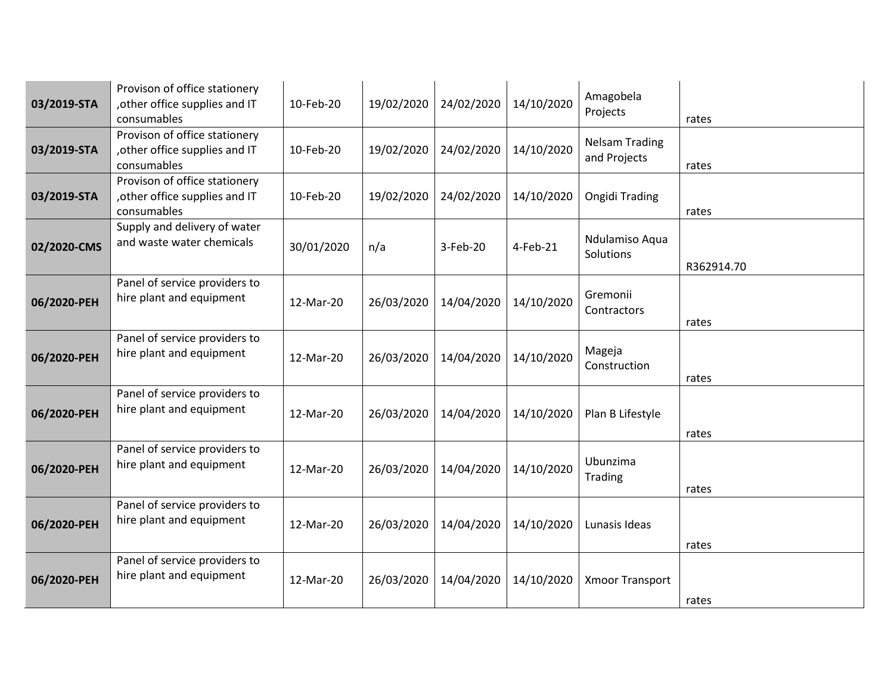| | | | | | | | |
|---|---|---|---|---|---|---|---|
| **03/2019-STA** | Provison of office stationery ,other office supplies and IT consumables | 10-Feb-20 | 19/02/2020 | 24/02/2020 | 14/10/2020 | Amagobela Projects | rates |
| **03/2019-STA** | Provison of office stationery ,other office supplies and IT consumables | 10-Feb-20 | 19/02/2020 | 24/02/2020 | 14/10/2020 | Nelsam Trading and Projects | rates |
| **03/2019-STA** | Provison of office stationery ,other office supplies and IT consumables | 10-Feb-20 | 19/02/2020 | 24/02/2020 | 14/10/2020 | Ongidi Trading | rates |
| **02/2020-CMS** | Supply and delivery of water and waste water chemicals | 30/01/2020 | n/a | 3-Feb-20 | 4-Feb-21 | Ndulamiso Aqua Solutions | R362914.70 |
| **06/2020-PEH** | Panel of service providers to hire plant and equipment | 12-Mar-20 | 26/03/2020 | 14/04/2020 | 14/10/2020 | Gremonii Contractors | rates |
| **06/2020-PEH** | Panel of service providers to hire plant and equipment | 12-Mar-20 | 26/03/2020 | 14/04/2020 | 14/10/2020 | Mageja Construction | rates |
| **06/2020-PEH** | Panel of service providers to hire plant and equipment | 12-Mar-20 | 26/03/2020 | 14/04/2020 | 14/10/2020 | Plan B Lifestyle | rates |
| **06/2020-PEH** | Panel of service providers to hire plant and equipment | 12-Mar-20 | 26/03/2020 | 14/04/2020 | 14/10/2020 | Ubunzima Trading | rates |
| **06/2020-PEH** | Panel of service providers to hire plant and equipment | 12-Mar-20 | 26/03/2020 | 14/04/2020 | 14/10/2020 | Lunasis Ideas | rates |
| **06/2020-PEH** | Panel of service providers to hire plant and equipment | 12-Mar-20 | 26/03/2020 | 14/04/2020 | 14/10/2020 | Xmoor Transport | rates |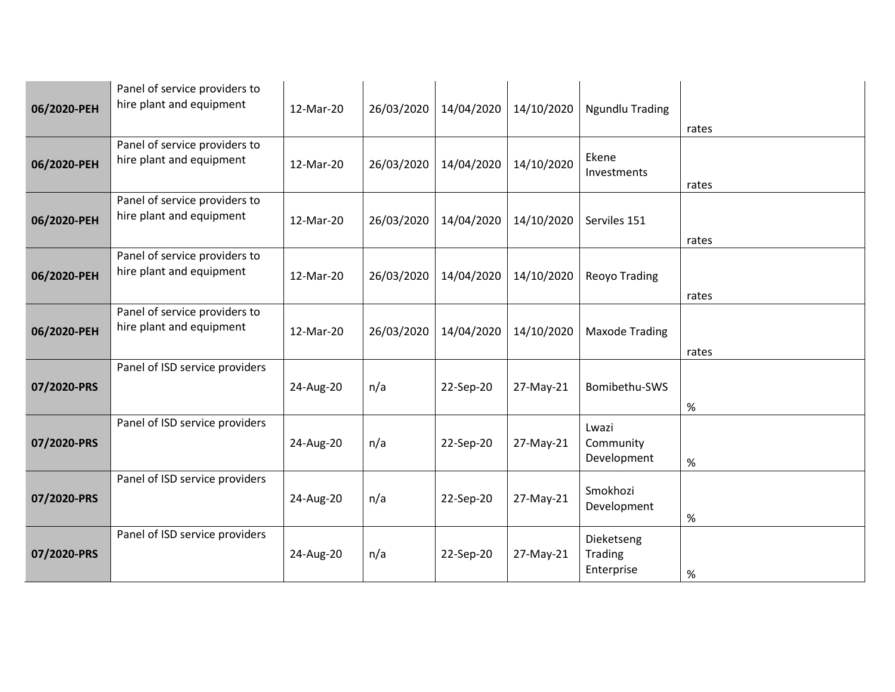| | | | | | | | |
|---|---|---|---|---|---|---|---|
| **06/2020-PEH** | Panel of service providers to hire plant and equipment | 12-Mar-20 | 26/03/2020 | 14/04/2020 | 14/10/2020 | Ngundlu Trading | rates |
| **06/2020-PEH** | Panel of service providers to hire plant and equipment | 12-Mar-20 | 26/03/2020 | 14/04/2020 | 14/10/2020 | Ekene Investments | rates |
| **06/2020-PEH** | Panel of service providers to hire plant and equipment | 12-Mar-20 | 26/03/2020 | 14/04/2020 | 14/10/2020 | Serviles 151 | rates |
| **06/2020-PEH** | Panel of service providers to hire plant and equipment | 12-Mar-20 | 26/03/2020 | 14/04/2020 | 14/10/2020 | Reoyo Trading | rates |
| **06/2020-PEH** | Panel of service providers to hire plant and equipment | 12-Mar-20 | 26/03/2020 | 14/04/2020 | 14/10/2020 | Maxode Trading | rates |
| **07/2020-PRS** | Panel of ISD service providers | 24-Aug-20 | n/a | 22-Sep-20 | 27-May-21 | Bomibethu-SWS | % |
| **07/2020-PRS** | Panel of ISD service providers | 24-Aug-20 | n/a | 22-Sep-20 | 27-May-21 | Lwazi Community Development | % |
| **07/2020-PRS** | Panel of ISD service providers | 24-Aug-20 | n/a | 22-Sep-20 | 27-May-21 | Smokhozi Development | % |
| **07/2020-PRS** | Panel of ISD service providers | 24-Aug-20 | n/a | 22-Sep-20 | 27-May-21 | Dieketseng Trading Enterprise | % |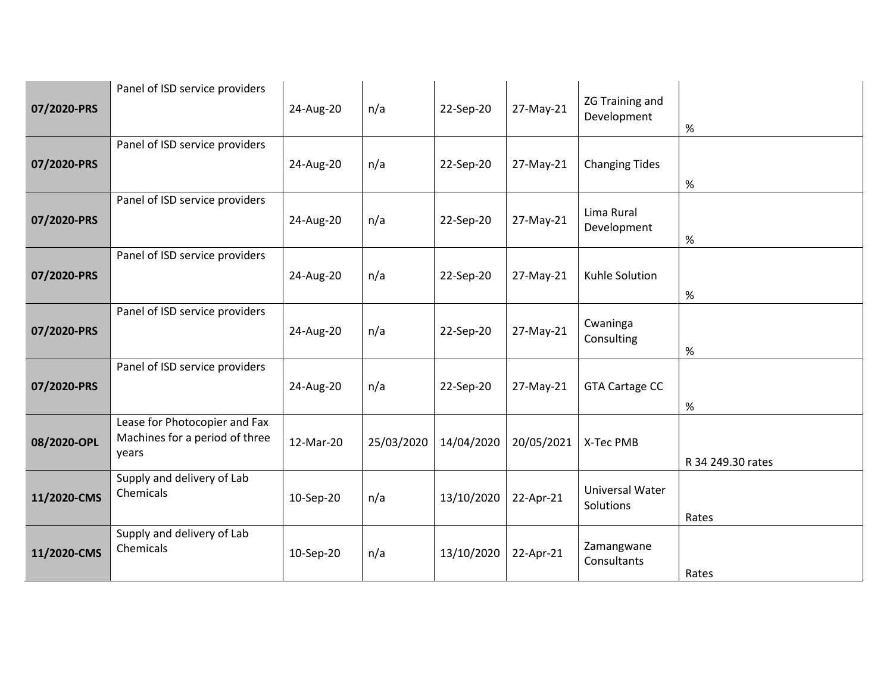| | | | | | | | |
|---|---|---|---|---|---|---|---|
| **07/2020-PRS** | Panel of ISD service providers | 24-Aug-20 | n/a | 22-Sep-20 | 27-May-21 | ZG Training and Development | % |
| **07/2020-PRS** | Panel of ISD service providers | 24-Aug-20 | n/a | 22-Sep-20 | 27-May-21 | Changing Tides | % |
| **07/2020-PRS** | Panel of ISD service providers | 24-Aug-20 | n/a | 22-Sep-20 | 27-May-21 | Lima Rural Development | % |
| **07/2020-PRS** | Panel of ISD service providers | 24-Aug-20 | n/a | 22-Sep-20 | 27-May-21 | Kuhle Solution | % |
| **07/2020-PRS** | Panel of ISD service providers | 24-Aug-20 | n/a | 22-Sep-20 | 27-May-21 | Cwaninga Consulting | % |
| **07/2020-PRS** | Panel of ISD service providers | 24-Aug-20 | n/a | 22-Sep-20 | 27-May-21 | GTA Cartage CC | % |
| **08/2020-OPL** | Lease for Photocopier and Fax Machines for a period of three years | 12-Mar-20 | 25/03/2020 | 14/04/2020 | 20/05/2021 | X-Tec PMB | R 34 249.30 rates |
| **11/2020-CMS** | Supply and delivery of Lab Chemicals | 10-Sep-20 | n/a | 13/10/2020 | 22-Apr-21 | Universal Water Solutions | Rates |
| **11/2020-CMS** | Supply and delivery of Lab Chemicals | 10-Sep-20 | n/a | 13/10/2020 | 22-Apr-21 | Zamangwane Consultants | Rates |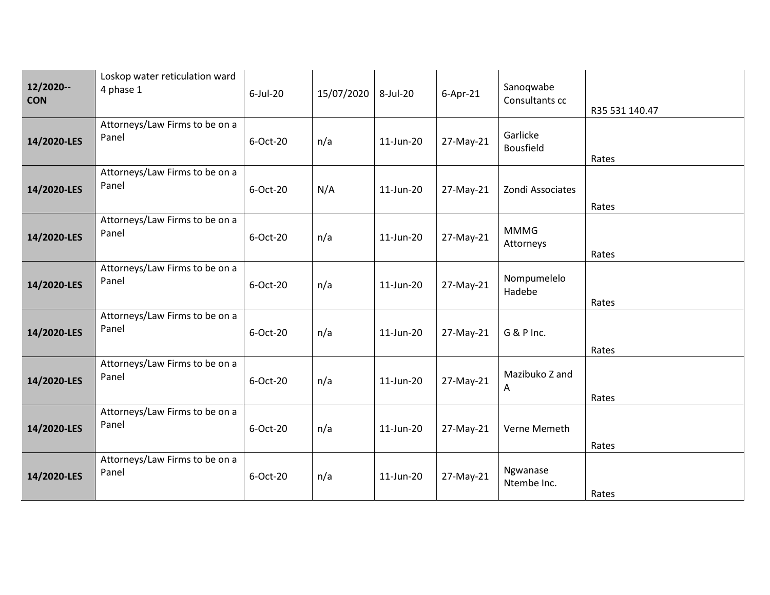| | | | | | | | |
|---|---|---|---|---|---|---|---|
| **12/2020--CON** | Loskop water reticulation ward 4 phase 1 | 6-Jul-20 | 15/07/2020 | 8-Jul-20 | 6-Apr-21 | Sanoqwabe Consultants cc | R35 531 140.47 |
| **14/2020-LES** | Attorneys/Law Firms to be on a Panel | 6-Oct-20 | n/a | 11-Jun-20 | 27-May-21 | Garlicke Bousfield | Rates |
| **14/2020-LES** | Attorneys/Law Firms to be on a Panel | 6-Oct-20 | N/A | 11-Jun-20 | 27-May-21 | Zondi Associates | Rates |
| **14/2020-LES** | Attorneys/Law Firms to be on a Panel | 6-Oct-20 | n/a | 11-Jun-20 | 27-May-21 | MMMG Attorneys | Rates |
| **14/2020-LES** | Attorneys/Law Firms to be on a Panel | 6-Oct-20 | n/a | 11-Jun-20 | 27-May-21 | Nompumelelo Hadebe | Rates |
| **14/2020-LES** | Attorneys/Law Firms to be on a Panel | 6-Oct-20 | n/a | 11-Jun-20 | 27-May-21 | G & P Inc. | Rates |
| **14/2020-LES** | Attorneys/Law Firms to be on a Panel | 6-Oct-20 | n/a | 11-Jun-20 | 27-May-21 | Mazibuko Z and A | Rates |
| **14/2020-LES** | Attorneys/Law Firms to be on a Panel | 6-Oct-20 | n/a | 11-Jun-20 | 27-May-21 | Verne Memeth | Rates |
| **14/2020-LES** | Attorneys/Law Firms to be on a Panel | 6-Oct-20 | n/a | 11-Jun-20 | 27-May-21 | Ngwanase Ntembe Inc. | Rates |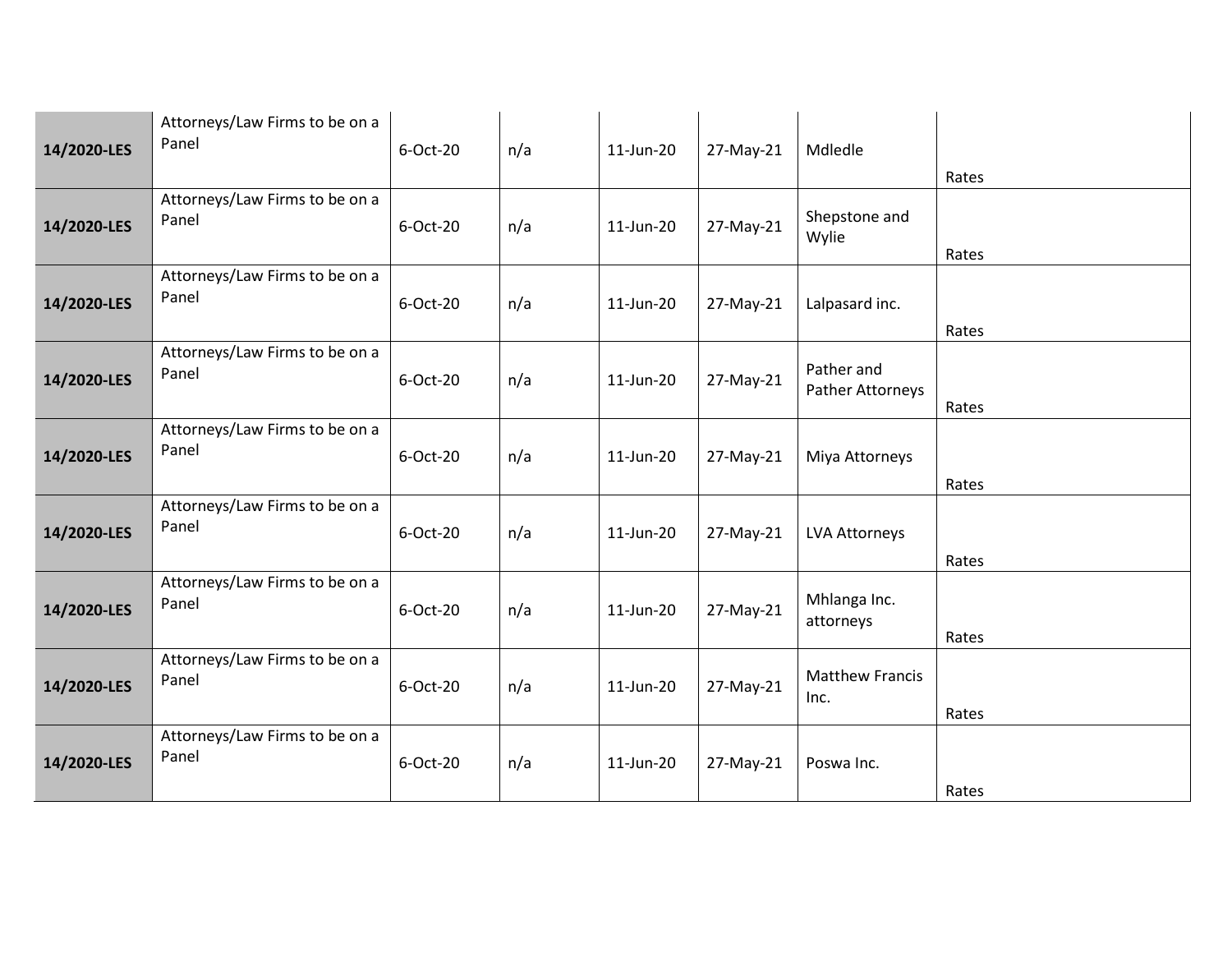| | | | | | | | |
|---|---|---|---|---|---|---|---|
| **14/2020-LES** | Attorneys/Law Firms to be on a Panel | 6-Oct-20 | n/a | 11-Jun-20 | 27-May-21 | Mdledle | Rates |
| **14/2020-LES** | Attorneys/Law Firms to be on a Panel | 6-Oct-20 | n/a | 11-Jun-20 | 27-May-21 | Shepstone and Wylie | Rates |
| **14/2020-LES** | Attorneys/Law Firms to be on a Panel | 6-Oct-20 | n/a | 11-Jun-20 | 27-May-21 | Lalpasard inc. | Rates |
| **14/2020-LES** | Attorneys/Law Firms to be on a Panel | 6-Oct-20 | n/a | 11-Jun-20 | 27-May-21 | Pather and Pather Attorneys | Rates |
| **14/2020-LES** | Attorneys/Law Firms to be on a Panel | 6-Oct-20 | n/a | 11-Jun-20 | 27-May-21 | Miya Attorneys | Rates |
| **14/2020-LES** | Attorneys/Law Firms to be on a Panel | 6-Oct-20 | n/a | 11-Jun-20 | 27-May-21 | LVA Attorneys | Rates |
| **14/2020-LES** | Attorneys/Law Firms to be on a Panel | 6-Oct-20 | n/a | 11-Jun-20 | 27-May-21 | Mhlanga Inc. attorneys | Rates |
| **14/2020-LES** | Attorneys/Law Firms to be on a Panel | 6-Oct-20 | n/a | 11-Jun-20 | 27-May-21 | Matthew Francis Inc. | Rates |
| **14/2020-LES** | Attorneys/Law Firms to be on a Panel | 6-Oct-20 | n/a | 11-Jun-20 | 27-May-21 | Poswa Inc. | Rates |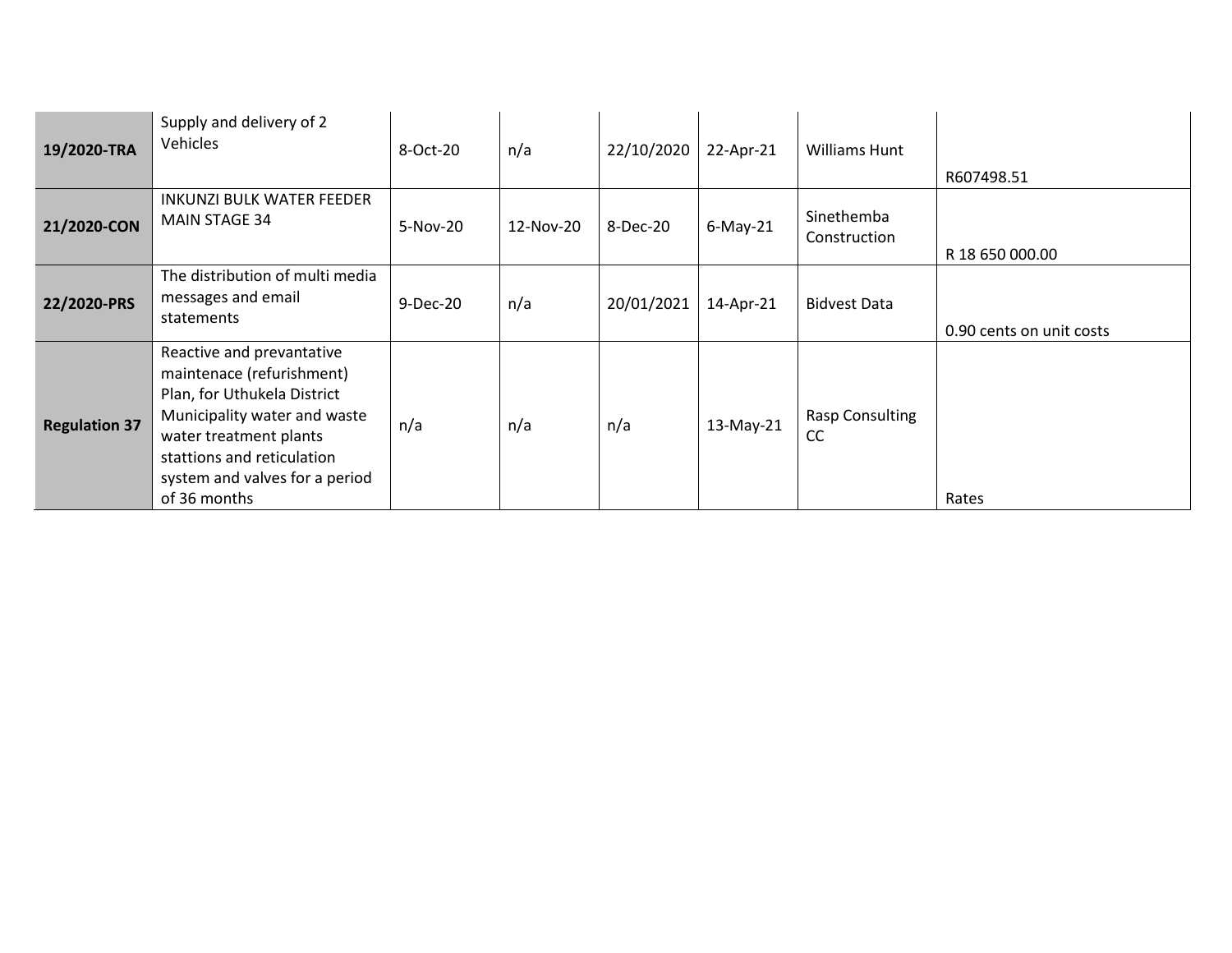| | | | | | | | |
|---|---|---|---|---|---|---|---|
| **19/2020-TRA** | Supply and delivery of 2 Vehicles | 8-Oct-20 | n/a | 22/10/2020 | 22-Apr-21 | Williams Hunt | R607498.51 |
| **21/2020-CON** | INKUNZI BULK WATER FEEDER MAIN STAGE 34 | 5-Nov-20 | 12-Nov-20 | 8-Dec-20 | 6-May-21 | Sinethemba Construction | R 18 650 000.00 |
| **22/2020-PRS** | The distribution of multi media messages and email statements | 9-Dec-20 | n/a | 20/01/2021 | 14-Apr-21 | Bidvest Data | 0.90 cents on unit costs |
| **Regulation 37** | Reactive and prevantative maintenace (refurishment) Plan, for Uthukela District Municipality water and waste water treatment plants stattions and reticulation system and valves for a period of 36 months | n/a | n/a | n/a | 13-May-21 | Rasp Consulting CC | Rates |